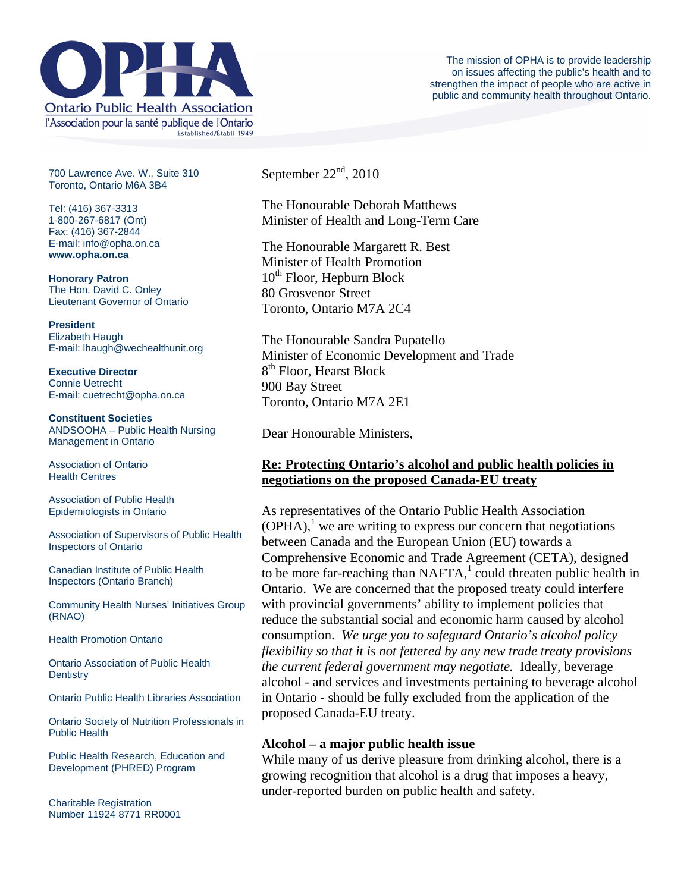# OPHA

Ontario Public Health Association

l'Association pour la santé publique de l'Ontario

Established/Établi 1949

The mission of OPHA is to provide leadership on issues affecting the public's health and to strengthen the impact of people who are active in public and community health throughout Ontario.

700 Lawrence Ave. W., Suite 310
Toronto, Ontario M6A 3B4

Tel: (416) 367-3313
1-800-267-6817 (Ont)
Fax: (416) 367-2844
E-mail: info@opha.on.ca
**www.opha.on.ca**

**Honorary Patron**
The Hon. David C. Onley
Lieutenant Governor of Ontario

**President**
Elizabeth Haugh
E-mail: lhaugh@wechealthunit.org

**Executive Director**
Connie Uetrecht
E-mail: cuetrecht@opha.on.ca

**Constituent Societies**

ANDSOOHA – Public Health Nursing Management in Ontario

Association of Ontario Health Centres

Association of Public Health Epidemiologists in Ontario

Association of Supervisors of Public Health Inspectors of Ontario

Canadian Institute of Public Health Inspectors (Ontario Branch)

Community Health Nurses' Initiatives Group (RNAO)

Health Promotion Ontario

Ontario Association of Public Health Dentistry

Ontario Public Health Libraries Association

Ontario Society of Nutrition Professionals in Public Health

Public Health Research, Education and Development (PHRED) Program

Charitable Registration Number 11924 8771 RR0001

September 22nd, 2010

The Honourable Deborah Matthews
Minister of Health and Long-Term Care

The Honourable Margarett R. Best
Minister of Health Promotion
10th Floor, Hepburn Block
80 Grosvenor Street
Toronto, Ontario M7A 2C4

The Honourable Sandra Pupatello
Minister of Economic Development and Trade
8th Floor, Hearst Block
900 Bay Street
Toronto, Ontario M7A 2E1

Dear Honourable Ministers,

**Re: Protecting Ontario's alcohol and public health policies in negotiations on the proposed Canada-EU treaty**

As representatives of the Ontario Public Health Association (OPHA),[1] we are writing to express our concern that negotiations between Canada and the European Union (EU) towards a Comprehensive Economic and Trade Agreement (CETA), designed to be more far-reaching than NAFTA,[1] could threaten public health in Ontario. We are concerned that the proposed treaty could interfere with provincial governments' ability to implement policies that reduce the substantial social and economic harm caused by alcohol consumption. *We urge you to safeguard Ontario's alcohol policy flexibility so that it is not fettered by any new trade treaty provisions the current federal government may negotiate.* Ideally, beverage alcohol - and services and investments pertaining to beverage alcohol in Ontario - should be fully excluded from the application of the proposed Canada-EU treaty.

**Alcohol – a major public health issue**

While many of us derive pleasure from drinking alcohol, there is a growing recognition that alcohol is a drug that imposes a heavy, under-reported burden on public health and safety.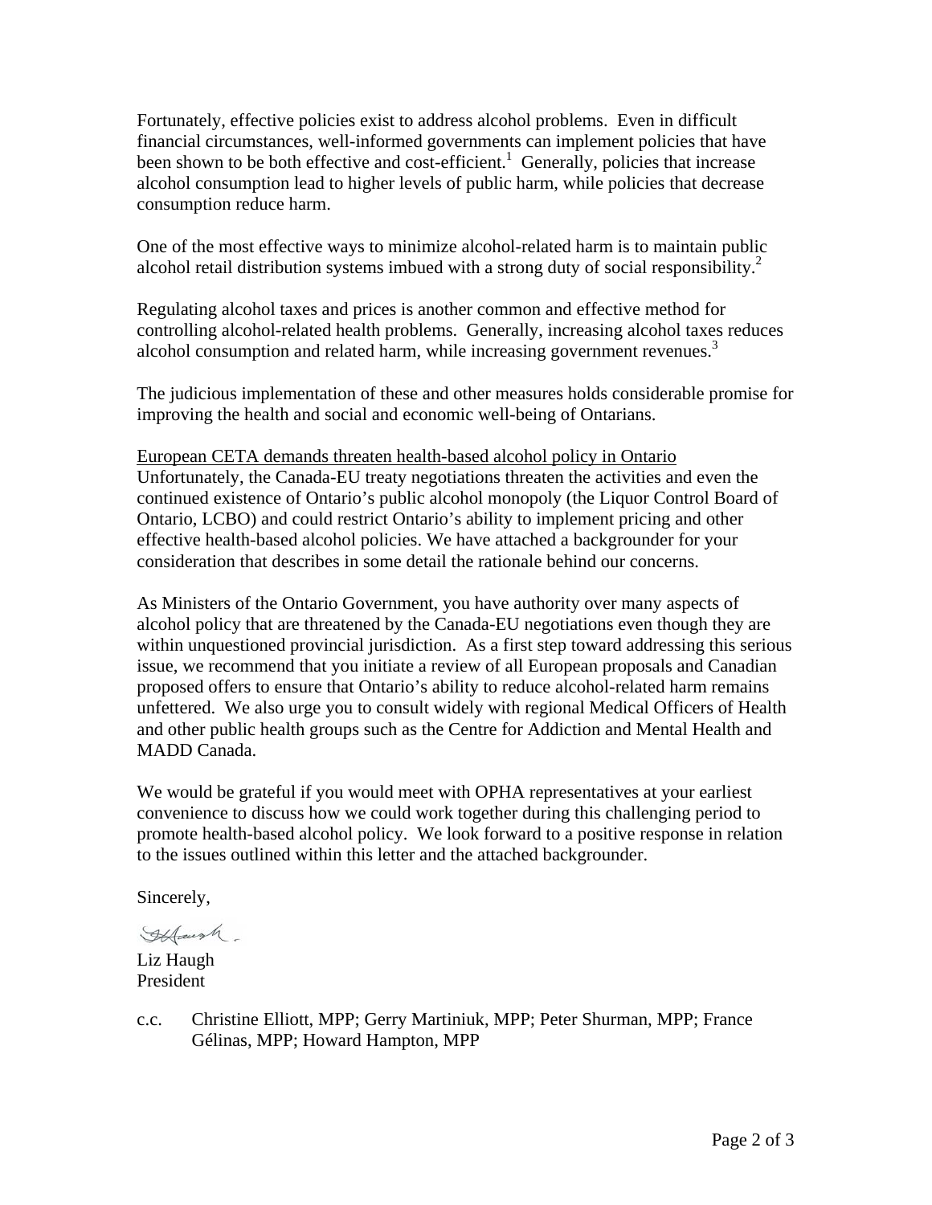Fortunately, effective policies exist to address alcohol problems. Even in difficult financial circumstances, well-informed governments can implement policies that have been shown to be both effective and cost-efficient.[1] Generally, policies that increase alcohol consumption lead to higher levels of public harm, while policies that decrease consumption reduce harm.

One of the most effective ways to minimize alcohol-related harm is to maintain public alcohol retail distribution systems imbued with a strong duty of social responsibility.[2]

Regulating alcohol taxes and prices is another common and effective method for controlling alcohol-related health problems. Generally, increasing alcohol taxes reduces alcohol consumption and related harm, while increasing government revenues.[3]

The judicious implementation of these and other measures holds considerable promise for improving the health and social and economic well-being of Ontarians.

European CETA demands threaten health-based alcohol policy in Ontario

Unfortunately, the Canada-EU treaty negotiations threaten the activities and even the continued existence of Ontario's public alcohol monopoly (the Liquor Control Board of Ontario, LCBO) and could restrict Ontario's ability to implement pricing and other effective health-based alcohol policies. We have attached a backgrounder for your consideration that describes in some detail the rationale behind our concerns.

As Ministers of the Ontario Government, you have authority over many aspects of alcohol policy that are threatened by the Canada-EU negotiations even though they are within unquestioned provincial jurisdiction. As a first step toward addressing this serious issue, we recommend that you initiate a review of all European proposals and Canadian proposed offers to ensure that Ontario's ability to reduce alcohol-related harm remains unfettered. We also urge you to consult widely with regional Medical Officers of Health and other public health groups such as the Centre for Addiction and Mental Health and MADD Canada.

We would be grateful if you would meet with OPHA representatives at your earliest convenience to discuss how we could work together during this challenging period to promote health-based alcohol policy. We look forward to a positive response in relation to the issues outlined within this letter and the attached backgrounder.

Sincerely,

Liz Haugh
President

c.c. Christine Elliott, MPP; Gerry Martiniuk, MPP; Peter Shurman, MPP; France Gélinas, MPP; Howard Hampton, MPP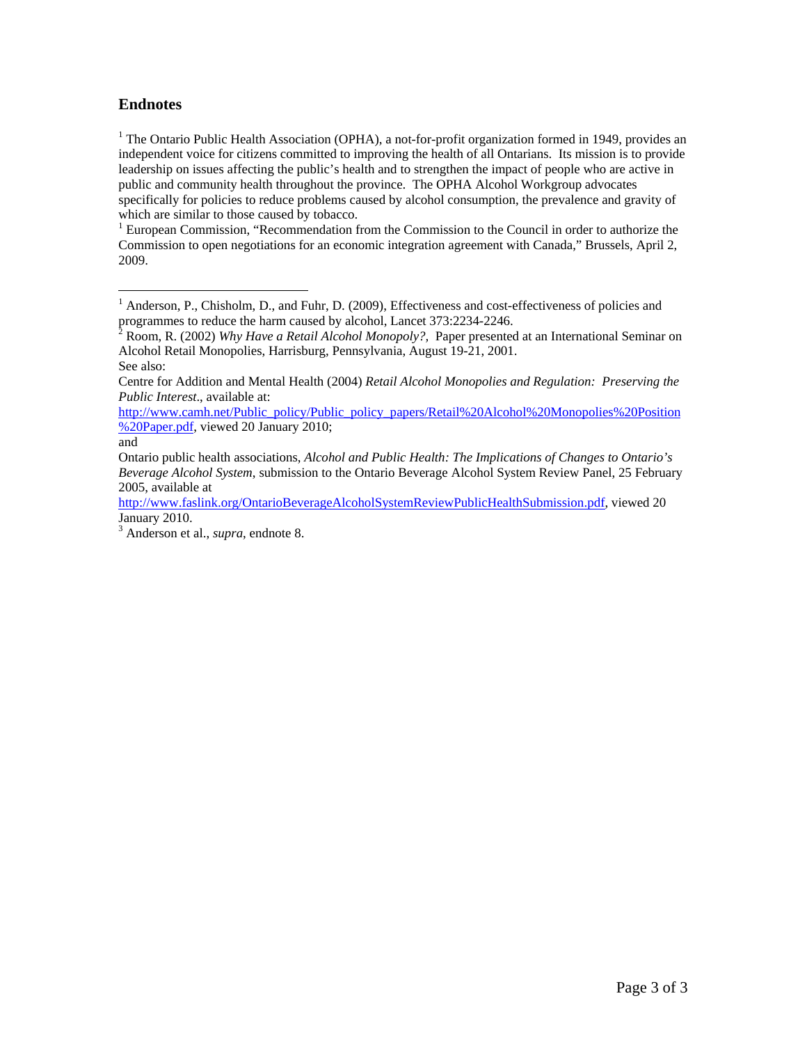## Endnotes

[1] The Ontario Public Health Association (OPHA), a not-for-profit organization formed in 1949, provides an independent voice for citizens committed to improving the health of all Ontarians. Its mission is to provide leadership on issues affecting the public's health and to strengthen the impact of people who are active in public and community health throughout the province. The OPHA Alcohol Workgroup advocates specifically for policies to reduce problems caused by alcohol consumption, the prevalence and gravity of which are similar to those caused by tobacco.

[1] European Commission, "Recommendation from the Commission to the Council in order to authorize the Commission to open negotiations for an economic integration agreement with Canada," Brussels, April 2, 2009.

---

[1] Anderson, P., Chisholm, D., and Fuhr, D. (2009), Effectiveness and cost-effectiveness of policies and programmes to reduce the harm caused by alcohol, Lancet 373:2234-2246.

[2] Room, R. (2002) *Why Have a Retail Alcohol Monopoly?*, Paper presented at an International Seminar on Alcohol Retail Monopolies, Harrisburg, Pennsylvania, August 19-21, 2001.

See also:

Centre for Addition and Mental Health (2004) *Retail Alcohol Monopolies and Regulation: Preserving the Public Interest*., available at: http://www.camh.net/Public_policy/Public_policy_papers/Retail%20Alcohol%20Monopolies%20Position%20Paper.pdf, viewed 20 January 2010;

and

Ontario public health associations, *Alcohol and Public Health: The Implications of Changes to Ontario's Beverage Alcohol System*, submission to the Ontario Beverage Alcohol System Review Panel, 25 February 2005, available at http://www.faslink.org/OntarioBeverageAlcoholSystemReviewPublicHealthSubmission.pdf, viewed 20 January 2010.

[3] Anderson et al., *supra*, endnote 8.